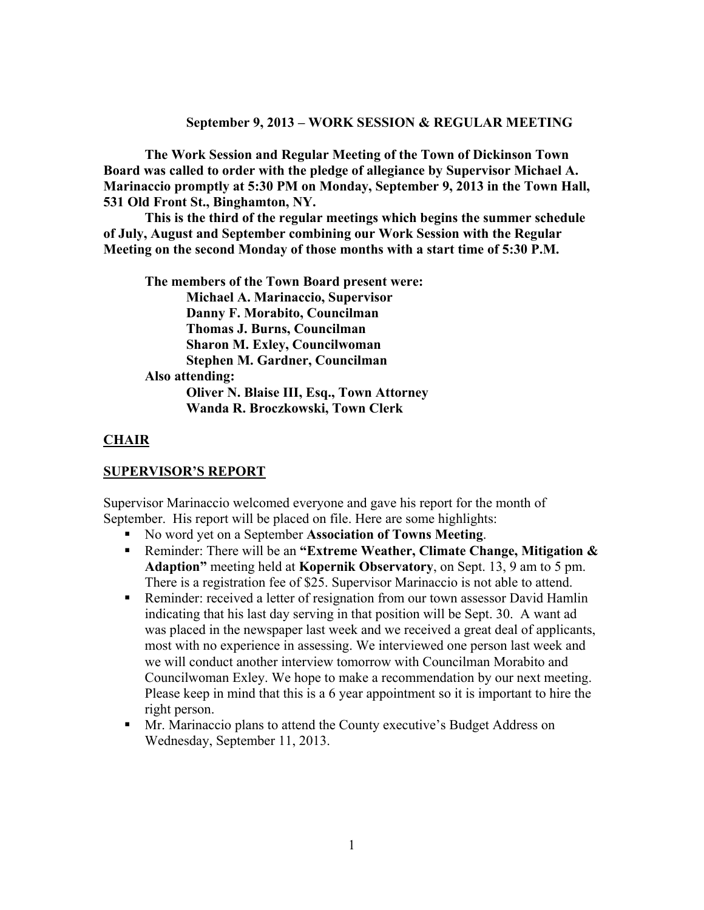**September 9, 2013 – WORK SESSION & REGULAR MEETING**

**The Work Session and Regular Meeting of the Town of Dickinson Town Board was called to order with the pledge of allegiance by Supervisor Michael A. Marinaccio promptly at 5:30 PM on Monday, September 9, 2013 in the Town Hall, 531 Old Front St., Binghamton, NY.**

**This is the third of the regular meetings which begins the summer schedule of July, August and September combining our Work Session with the Regular Meeting on the second Monday of those months with a start time of 5:30 P.M.**

**The members of the Town Board present were:**
**Michael A. Marinaccio, Supervisor**
**Danny F. Morabito, Councilman**
**Thomas J. Burns, Councilman**
**Sharon M. Exley, Councilwoman**
**Stephen M. Gardner, Councilman**

**Also attending:**
**Oliver N. Blaise III, Esq., Town Attorney**
**Wanda R. Broczkowski, Town Clerk**

## **CHAIR**

## **SUPERVISOR'S REPORT**

Supervisor Marinaccio welcomed everyone and gave his report for the month of September. His report will be placed on file. Here are some highlights:

- No word yet on a September **Association of Towns Meeting**.
- Reminder: There will be an **"Extreme Weather, Climate Change, Mitigation & Adaption"** meeting held at **Kopernik Observatory**, on Sept. 13, 9 am to 5 pm. There is a registration fee of $25. Supervisor Marinaccio is not able to attend.
- Reminder: received a letter of resignation from our town assessor David Hamlin indicating that his last day serving in that position will be Sept. 30. A want ad was placed in the newspaper last week and we received a great deal of applicants, most with no experience in assessing. We interviewed one person last week and we will conduct another interview tomorrow with Councilman Morabito and Councilwoman Exley. We hope to make a recommendation by our next meeting. Please keep in mind that this is a 6 year appointment so it is important to hire the right person.
- Mr. Marinaccio plans to attend the County executive's Budget Address on Wednesday, September 11, 2013.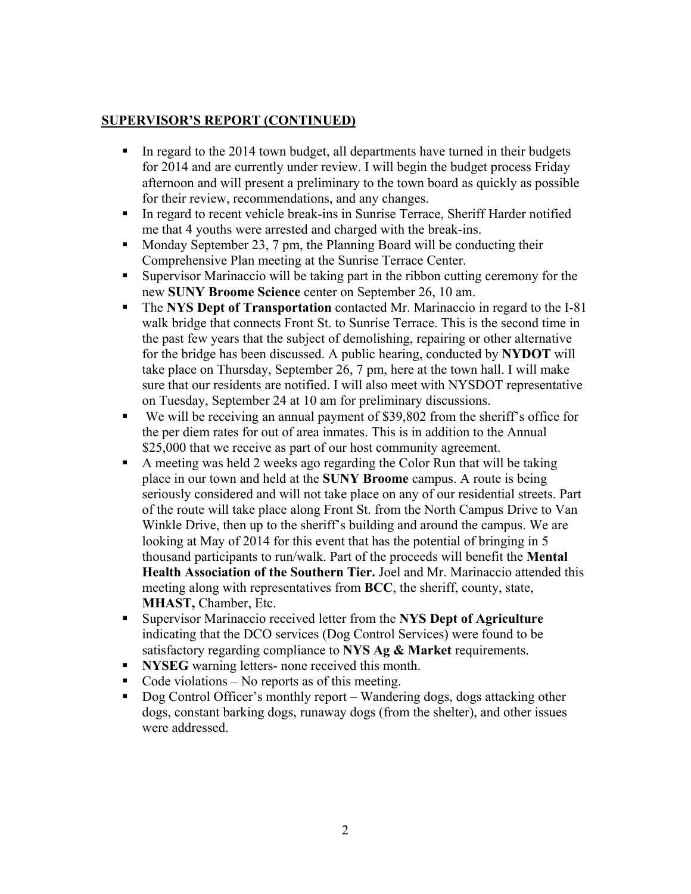## SUPERVISOR'S REPORT (CONTINUED)

- In regard to the 2014 town budget, all departments have turned in their budgets for 2014 and are currently under review. I will begin the budget process Friday afternoon and will present a preliminary to the town board as quickly as possible for their review, recommendations, and any changes.
- In regard to recent vehicle break-ins in Sunrise Terrace, Sheriff Harder notified me that 4 youths were arrested and charged with the break-ins.
- Monday September 23, 7 pm, the Planning Board will be conducting their Comprehensive Plan meeting at the Sunrise Terrace Center.
- Supervisor Marinaccio will be taking part in the ribbon cutting ceremony for the new **SUNY Broome Science** center on September 26, 10 am.
- The **NYS Dept of Transportation** contacted Mr. Marinaccio in regard to the I-81 walk bridge that connects Front St. to Sunrise Terrace. This is the second time in the past few years that the subject of demolishing, repairing or other alternative for the bridge has been discussed. A public hearing, conducted by **NYDOT** will take place on Thursday, September 26, 7 pm, here at the town hall. I will make sure that our residents are notified. I will also meet with NYSDOT representative on Tuesday, September 24 at 10 am for preliminary discussions.
- We will be receiving an annual payment of $39,802 from the sheriff's office for the per diem rates for out of area inmates. This is in addition to the Annual $25,000 that we receive as part of our host community agreement.
- A meeting was held 2 weeks ago regarding the Color Run that will be taking place in our town and held at the **SUNY Broome** campus. A route is being seriously considered and will not take place on any of our residential streets. Part of the route will take place along Front St. from the North Campus Drive to Van Winkle Drive, then up to the sheriff's building and around the campus. We are looking at May of 2014 for this event that has the potential of bringing in 5 thousand participants to run/walk. Part of the proceeds will benefit the **Mental Health Association of the Southern Tier.** Joel and Mr. Marinaccio attended this meeting along with representatives from **BCC**, the sheriff, county, state, **MHAST,** Chamber, Etc.
- Supervisor Marinaccio received letter from the **NYS Dept of Agriculture** indicating that the DCO services (Dog Control Services) were found to be satisfactory regarding compliance to **NYS Ag & Market** requirements.
- **NYSEG** warning letters- none received this month.
- Code violations – No reports as of this meeting.
- Dog Control Officer's monthly report – Wandering dogs, dogs attacking other dogs, constant barking dogs, runaway dogs (from the shelter), and other issues were addressed.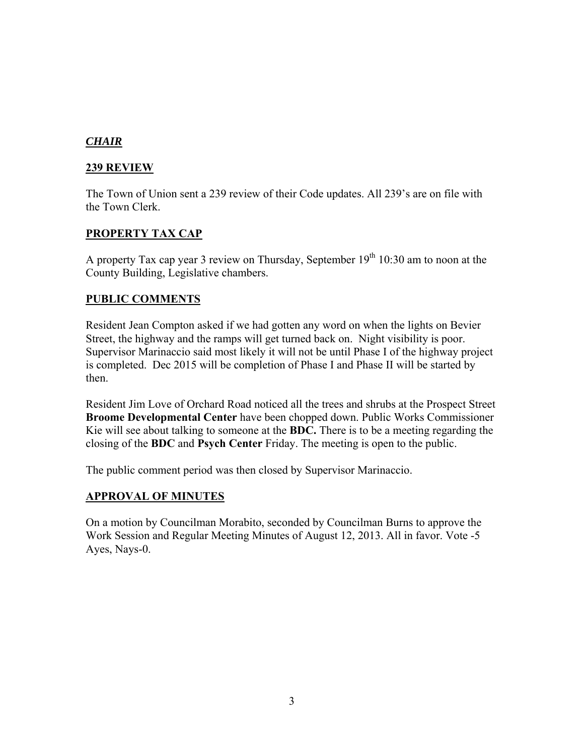***CHAIR***

**239 REVIEW**

The Town of Union sent a 239 review of their Code updates. All 239's are on file with the Town Clerk.

**PROPERTY TAX CAP**

A property Tax cap year 3 review on Thursday, September 19th 10:30 am to noon at the County Building, Legislative chambers.

**PUBLIC COMMENTS**

Resident Jean Compton asked if we had gotten any word on when the lights on Bevier Street, the highway and the ramps will get turned back on. Night visibility is poor. Supervisor Marinaccio said most likely it will not be until Phase I of the highway project is completed. Dec 2015 will be completion of Phase I and Phase II will be started by then.

Resident Jim Love of Orchard Road noticed all the trees and shrubs at the Prospect Street **Broome Developmental Center** have been chopped down. Public Works Commissioner Kie will see about talking to someone at the **BDC.** There is to be a meeting regarding the closing of the **BDC** and **Psych Center** Friday. The meeting is open to the public.

The public comment period was then closed by Supervisor Marinaccio.

**APPROVAL OF MINUTES**

On a motion by Councilman Morabito, seconded by Councilman Burns to approve the Work Session and Regular Meeting Minutes of August 12, 2013. All in favor. Vote -5 Ayes, Nays-0.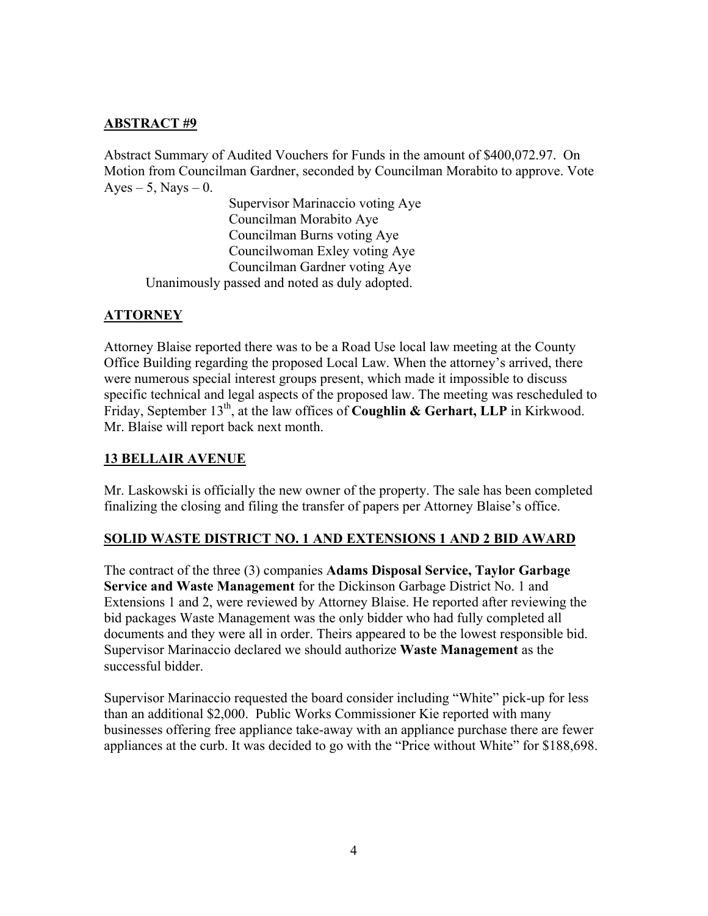## ABSTRACT #9

Abstract Summary of Audited Vouchers for Funds in the amount of $400,072.97. On Motion from Councilman Gardner, seconded by Councilman Morabito to approve. Vote Ayes – 5, Nays – 0.

Supervisor Marinaccio voting Aye
Councilman Morabito Aye
Councilman Burns voting Aye
Councilwoman Exley voting Aye
Councilman Gardner voting Aye
Unanimously passed and noted as duly adopted.

## ATTORNEY

Attorney Blaise reported there was to be a Road Use local law meeting at the County Office Building regarding the proposed Local Law. When the attorney's arrived, there were numerous special interest groups present, which made it impossible to discuss specific technical and legal aspects of the proposed law. The meeting was rescheduled to Friday, September 13th, at the law offices of **Coughlin & Gerhart, LLP** in Kirkwood. Mr. Blaise will report back next month.

## 13 BELLAIR AVENUE

Mr. Laskowski is officially the new owner of the property. The sale has been completed finalizing the closing and filing the transfer of papers per Attorney Blaise's office.

## SOLID WASTE DISTRICT NO. 1 AND EXTENSIONS 1 AND 2 BID AWARD

The contract of the three (3) companies **Adams Disposal Service, Taylor Garbage Service and Waste Management** for the Dickinson Garbage District No. 1 and Extensions 1 and 2, were reviewed by Attorney Blaise. He reported after reviewing the bid packages Waste Management was the only bidder who had fully completed all documents and they were all in order. Theirs appeared to be the lowest responsible bid. Supervisor Marinaccio declared we should authorize **Waste Management** as the successful bidder.

Supervisor Marinaccio requested the board consider including "White" pick-up for less than an additional $2,000. Public Works Commissioner Kie reported with many businesses offering free appliance take-away with an appliance purchase there are fewer appliances at the curb. It was decided to go with the "Price without White" for $188,698.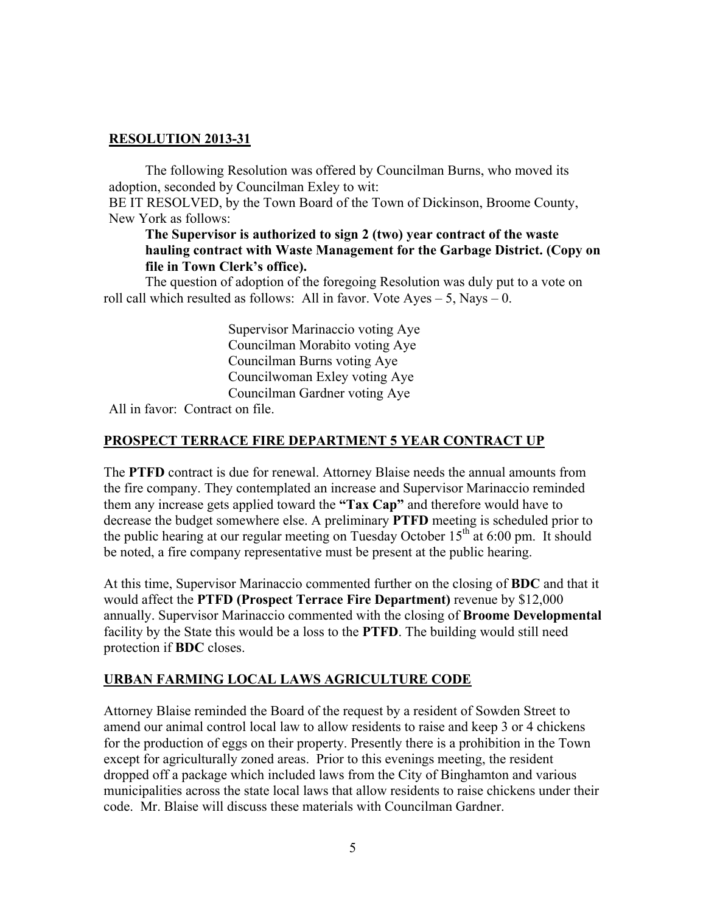**RESOLUTION 2013-31**

The following Resolution was offered by Councilman Burns, who moved its adoption, seconded by Councilman Exley to wit:

BE IT RESOLVED, by the Town Board of the Town of Dickinson, Broome County, New York as follows:

**The Supervisor is authorized to sign 2 (two) year contract of the waste hauling contract with Waste Management for the Garbage District. (Copy on file in Town Clerk's office).**

The question of adoption of the foregoing Resolution was duly put to a vote on roll call which resulted as follows: All in favor. Vote Ayes – 5, Nays – 0.

Supervisor Marinaccio voting Aye
Councilman Morabito voting Aye
Councilman Burns voting Aye
Councilwoman Exley voting Aye
Councilman Gardner voting Aye

All in favor: Contract on file.

**PROSPECT TERRACE FIRE DEPARTMENT 5 YEAR CONTRACT UP**

The **PTFD** contract is due for renewal. Attorney Blaise needs the annual amounts from the fire company. They contemplated an increase and Supervisor Marinaccio reminded them any increase gets applied toward the **"Tax Cap"** and therefore would have to decrease the budget somewhere else. A preliminary **PTFD** meeting is scheduled prior to the public hearing at our regular meeting on Tuesday October 15th at 6:00 pm. It should be noted, a fire company representative must be present at the public hearing.

At this time, Supervisor Marinaccio commented further on the closing of **BDC** and that it would affect the **PTFD (Prospect Terrace Fire Department)** revenue by $12,000 annually. Supervisor Marinaccio commented with the closing of **Broome Developmental** facility by the State this would be a loss to the **PTFD**. The building would still need protection if **BDC** closes.

**URBAN FARMING LOCAL LAWS AGRICULTURE CODE**

Attorney Blaise reminded the Board of the request by a resident of Sowden Street to amend our animal control local law to allow residents to raise and keep 3 or 4 chickens for the production of eggs on their property. Presently there is a prohibition in the Town except for agriculturally zoned areas. Prior to this evenings meeting, the resident dropped off a package which included laws from the City of Binghamton and various municipalities across the state local laws that allow residents to raise chickens under their code. Mr. Blaise will discuss these materials with Councilman Gardner.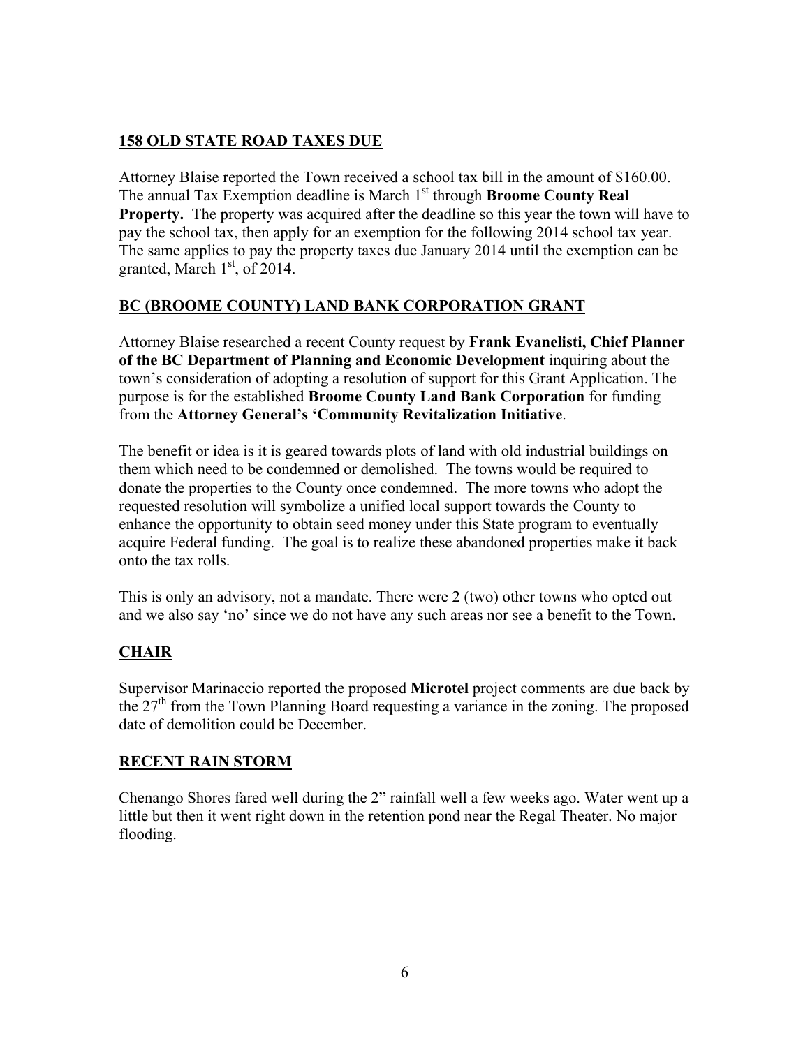**158 OLD STATE ROAD TAXES DUE**

Attorney Blaise reported the Town received a school tax bill in the amount of $160.00. The annual Tax Exemption deadline is March 1st through **Broome County Real Property.** The property was acquired after the deadline so this year the town will have to pay the school tax, then apply for an exemption for the following 2014 school tax year. The same applies to pay the property taxes due January 2014 until the exemption can be granted, March 1st, of 2014.

**BC (BROOME COUNTY) LAND BANK CORPORATION GRANT**

Attorney Blaise researched a recent County request by **Frank Evanelisti, Chief Planner of the BC Department of Planning and Economic Development** inquiring about the town's consideration of adopting a resolution of support for this Grant Application. The purpose is for the established **Broome County Land Bank Corporation** for funding from the **Attorney General's 'Community Revitalization Initiative**.

The benefit or idea is it is geared towards plots of land with old industrial buildings on them which need to be condemned or demolished. The towns would be required to donate the properties to the County once condemned. The more towns who adopt the requested resolution will symbolize a unified local support towards the County to enhance the opportunity to obtain seed money under this State program to eventually acquire Federal funding. The goal is to realize these abandoned properties make it back onto the tax rolls.

This is only an advisory, not a mandate. There were 2 (two) other towns who opted out and we also say 'no' since we do not have any such areas nor see a benefit to the Town.

**CHAIR**

Supervisor Marinaccio reported the proposed **Microtel** project comments are due back by the 27th from the Town Planning Board requesting a variance in the zoning. The proposed date of demolition could be December.

**RECENT RAIN STORM**

Chenango Shores fared well during the 2" rainfall well a few weeks ago. Water went up a little but then it went right down in the retention pond near the Regal Theater. No major flooding.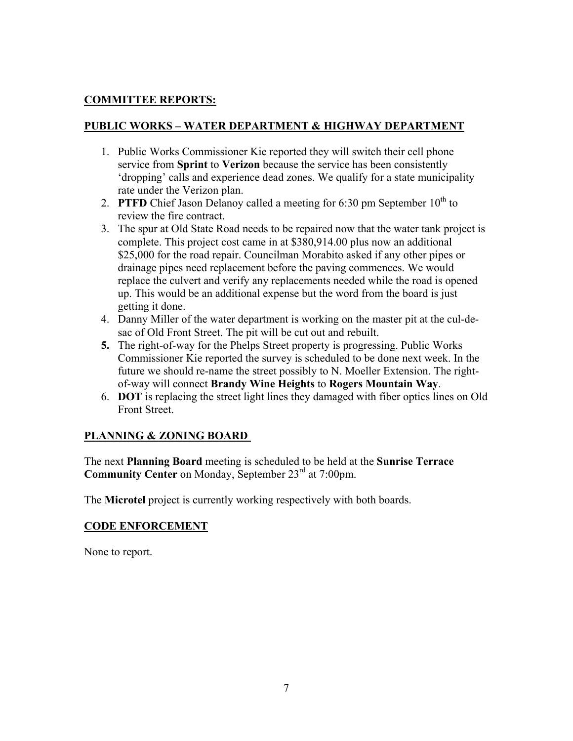## COMMITTEE REPORTS:

## PUBLIC WORKS – WATER DEPARTMENT & HIGHWAY DEPARTMENT

1. Public Works Commissioner Kie reported they will switch their cell phone service from **Sprint** to **Verizon** because the service has been consistently 'dropping' calls and experience dead zones. We qualify for a state municipality rate under the Verizon plan.
2. **PTFD** Chief Jason Delanoy called a meeting for 6:30 pm September 10th to review the fire contract.
3. The spur at Old State Road needs to be repaired now that the water tank project is complete. This project cost came in at $380,914.00 plus now an additional $25,000 for the road repair. Councilman Morabito asked if any other pipes or drainage pipes need replacement before the paving commences. We would replace the culvert and verify any replacements needed while the road is opened up. This would be an additional expense but the word from the board is just getting it done.
4. Danny Miller of the water department is working on the master pit at the cul-de-sac of Old Front Street. The pit will be cut out and rebuilt.
5. The right-of-way for the Phelps Street property is progressing. Public Works Commissioner Kie reported the survey is scheduled to be done next week. In the future we should re-name the street possibly to N. Moeller Extension. The right-of-way will connect **Brandy Wine Heights** to **Rogers Mountain Way**.
6. **DOT** is replacing the street light lines they damaged with fiber optics lines on Old Front Street.

## PLANNING & ZONING BOARD

The next **Planning Board** meeting is scheduled to be held at the **Sunrise Terrace Community Center** on Monday, September 23rd at 7:00pm.

The **Microtel** project is currently working respectively with both boards.

## CODE ENFORCEMENT

None to report.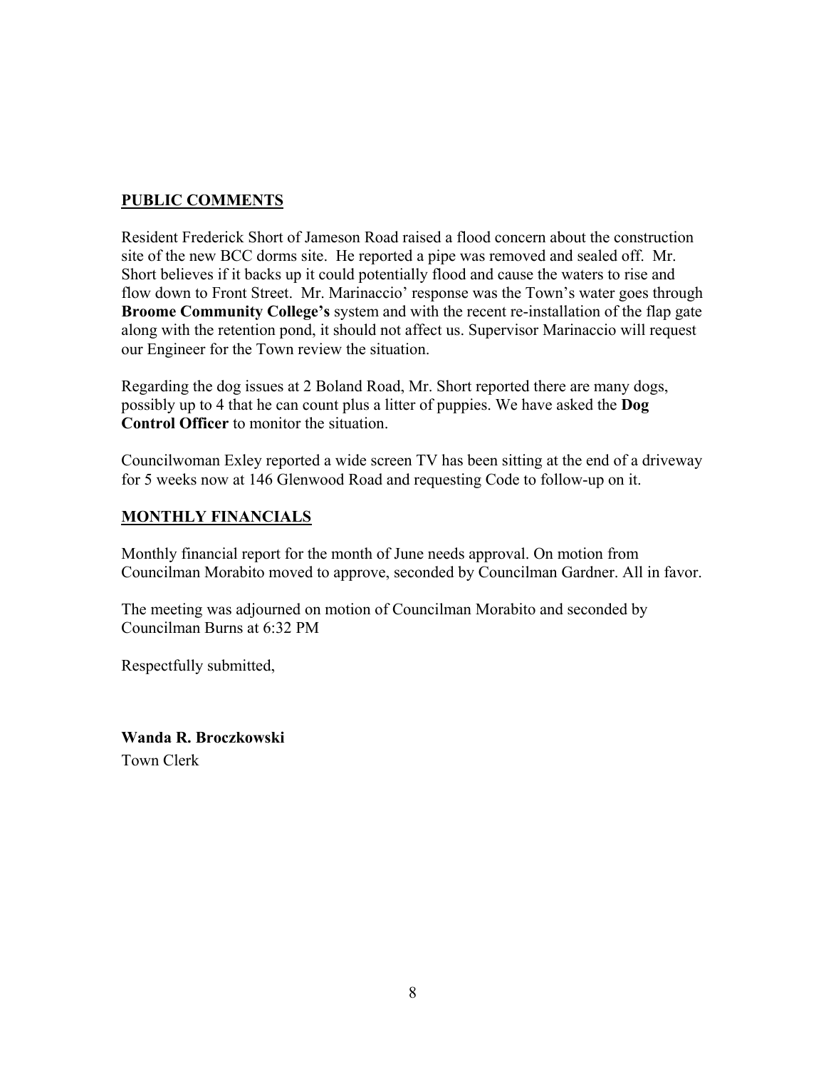## PUBLIC COMMENTS

Resident Frederick Short of Jameson Road raised a flood concern about the construction site of the new BCC dorms site. He reported a pipe was removed and sealed off. Mr. Short believes if it backs up it could potentially flood and cause the waters to rise and flow down to Front Street. Mr. Marinaccio' response was the Town's water goes through **Broome Community College's** system and with the recent re-installation of the flap gate along with the retention pond, it should not affect us. Supervisor Marinaccio will request our Engineer for the Town review the situation.

Regarding the dog issues at 2 Boland Road, Mr. Short reported there are many dogs, possibly up to 4 that he can count plus a litter of puppies. We have asked the **Dog Control Officer** to monitor the situation.

Councilwoman Exley reported a wide screen TV has been sitting at the end of a driveway for 5 weeks now at 146 Glenwood Road and requesting Code to follow-up on it.

## MONTHLY FINANCIALS

Monthly financial report for the month of June needs approval. On motion from Councilman Morabito moved to approve, seconded by Councilman Gardner. All in favor.

The meeting was adjourned on motion of Councilman Morabito and seconded by Councilman Burns at 6:32 PM

Respectfully submitted,

**Wanda R. Broczkowski**
Town Clerk